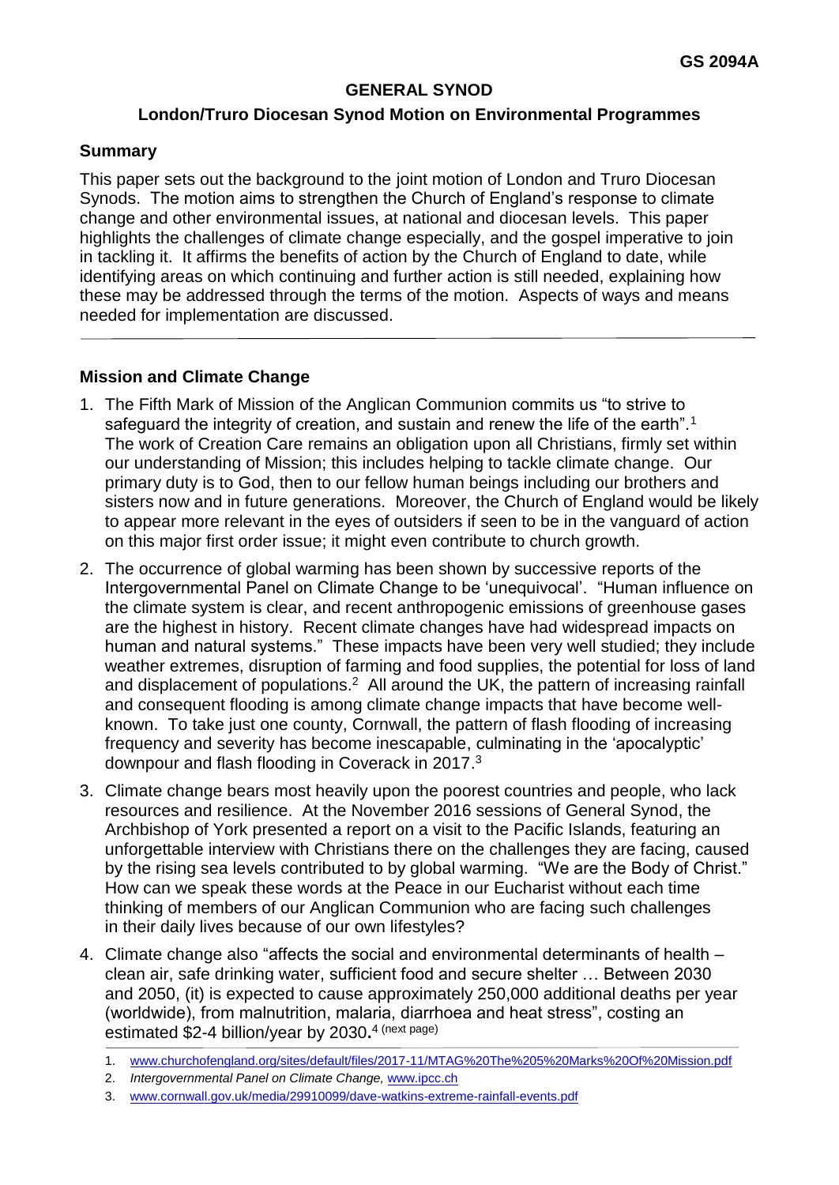GS 2094A

# GENERAL SYNOD

## London/Truro Diocesan Synod Motion on Environmental Programmes

### Summary

This paper sets out the background to the joint motion of London and Truro Diocesan Synods. The motion aims to strengthen the Church of England's response to climate change and other environmental issues, at national and diocesan levels. This paper highlights the challenges of climate change especially, and the gospel imperative to join in tackling it. It affirms the benefits of action by the Church of England to date, while identifying areas on which continuing and further action is still needed, explaining how these may be addressed through the terms of the motion. Aspects of ways and means needed for implementation are discussed.

---

### Mission and Climate Change

1. The Fifth Mark of Mission of the Anglican Communion commits us "to strive to safeguard the integrity of creation, and sustain and renew the life of the earth".[1] The work of Creation Care remains an obligation upon all Christians, firmly set within our understanding of Mission; this includes helping to tackle climate change. Our primary duty is to God, then to our fellow human beings including our brothers and sisters now and in future generations. Moreover, the Church of England would be likely to appear more relevant in the eyes of outsiders if seen to be in the vanguard of action on this major first order issue; it might even contribute to church growth.
2. The occurrence of global warming has been shown by successive reports of the Intergovernmental Panel on Climate Change to be 'unequivocal'. "Human influence on the climate system is clear, and recent anthropogenic emissions of greenhouse gases are the highest in history. Recent climate changes have had widespread impacts on human and natural systems." These impacts have been very well studied; they include weather extremes, disruption of farming and food supplies, the potential for loss of land and displacement of populations.[2] All around the UK, the pattern of increasing rainfall and consequent flooding is among climate change impacts that have become well-known. To take just one county, Cornwall, the pattern of flash flooding of increasing frequency and severity has become inescapable, culminating in the 'apocalyptic' downpour and flash flooding in Coverack in 2017.[3]
3. Climate change bears most heavily upon the poorest countries and people, who lack resources and resilience. At the November 2016 sessions of General Synod, the Archbishop of York presented a report on a visit to the Pacific Islands, featuring an unforgettable interview with Christians there on the challenges they are facing, caused by the rising sea levels contributed to by global warming. "We are the Body of Christ." How can we speak these words at the Peace in our Eucharist without each time thinking of members of our Anglican Communion who are facing such challenges in their daily lives because of our own lifestyles?
4. Climate change also "affects the social and environmental determinants of health – clean air, safe drinking water, sufficient food and secure shelter … Between 2030 and 2050, (it) is expected to cause approximately 250,000 additional deaths per year (worldwide), from malnutrition, malaria, diarrhoea and heat stress", costing an estimated $2-4 billion/year by 2030.[4] (next page)

---

1. www.churchofengland.org/sites/default/files/2017-11/MTAG%20The%205%20Marks%20Of%20Mission.pdf
2. *Intergovernmental Panel on Climate Change,* www.ipcc.ch
3. www.cornwall.gov.uk/media/29910099/dave-watkins-extreme-rainfall-events.pdf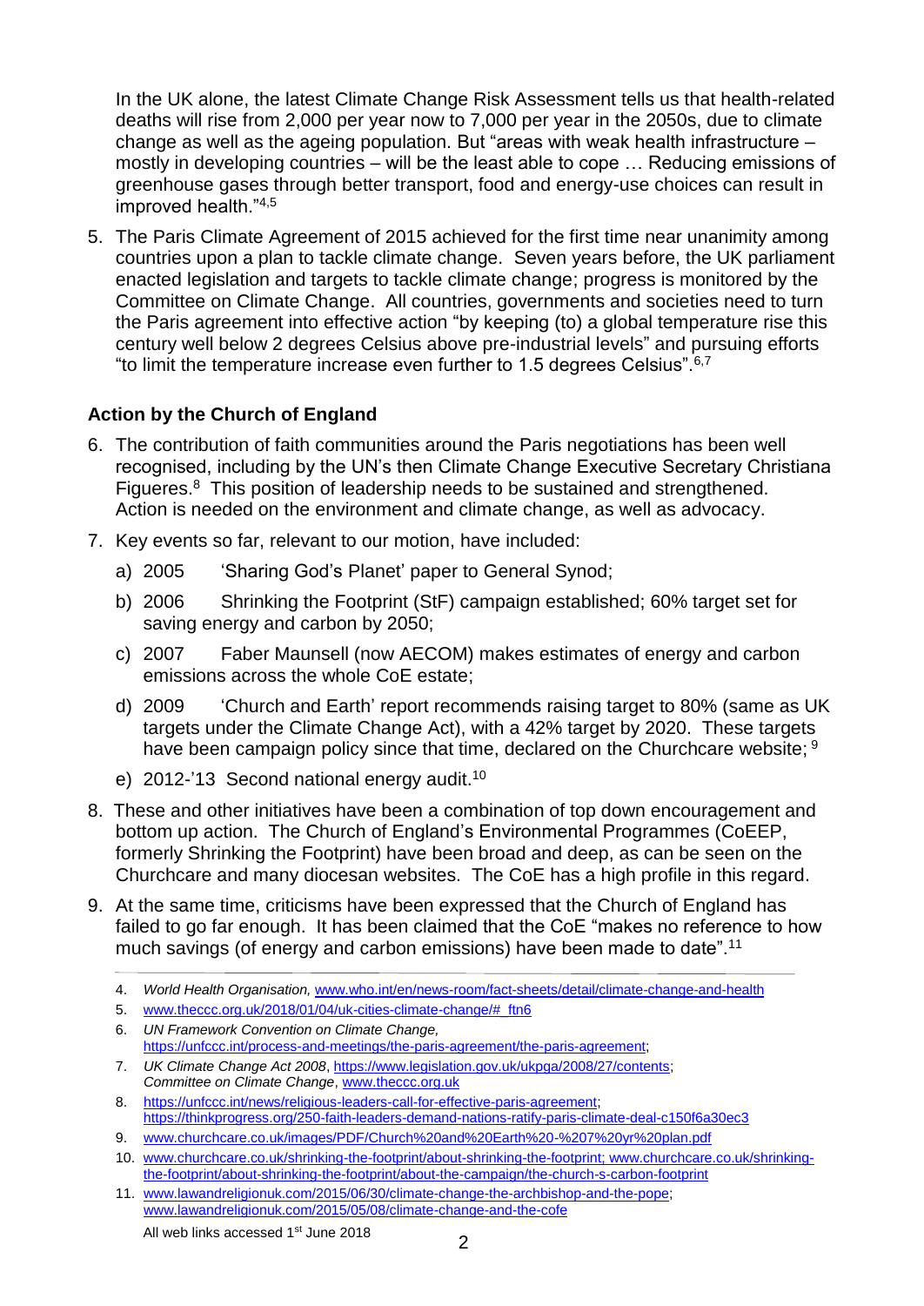In the UK alone, the latest Climate Change Risk Assessment tells us that health-related deaths will rise from 2,000 per year now to 7,000 per year in the 2050s, due to climate change as well as the ageing population. But "areas with weak health infrastructure – mostly in developing countries – will be the least able to cope … Reducing emissions of greenhouse gases through better transport, food and energy-use choices can result in improved health."[4,5]

5. The Paris Climate Agreement of 2015 achieved for the first time near unanimity among countries upon a plan to tackle climate change. Seven years before, the UK parliament enacted legislation and targets to tackle climate change; progress is monitored by the Committee on Climate Change. All countries, governments and societies need to turn the Paris agreement into effective action "by keeping (to) a global temperature rise this century well below 2 degrees Celsius above pre-industrial levels" and pursuing efforts "to limit the temperature increase even further to 1.5 degrees Celsius".[6,7]

## Action by the Church of England

6. The contribution of faith communities around the Paris negotiations has been well recognised, including by the UN's then Climate Change Executive Secretary Christiana Figueres.[8] This position of leadership needs to be sustained and strengthened. Action is needed on the environment and climate change, as well as advocacy.

7. Key events so far, relevant to our motion, have included:
   a) 2005 'Sharing God's Planet' paper to General Synod;
   b) 2006 Shrinking the Footprint (StF) campaign established; 60% target set for saving energy and carbon by 2050;
   c) 2007 Faber Maunsell (now AECOM) makes estimates of energy and carbon emissions across the whole CoE estate;
   d) 2009 'Church and Earth' report recommends raising target to 80% (same as UK targets under the Climate Change Act), with a 42% target by 2020. These targets have been campaign policy since that time, declared on the Churchcare website; [9]
   e) 2012-'13 Second national energy audit.[10]

8. These and other initiatives have been a combination of top down encouragement and bottom up action. The Church of England's Environmental Programmes (CoEEP, formerly Shrinking the Footprint) have been broad and deep, as can be seen on the Churchcare and many diocesan websites. The CoE has a high profile in this regard.

9. At the same time, criticisms have been expressed that the Church of England has failed to go far enough. It has been claimed that the CoE "makes no reference to how much savings (of energy and carbon emissions) have been made to date".[11]

---

4. *World Health Organisation,* www.who.int/en/news-room/fact-sheets/detail/climate-change-and-health
5. www.theccc.org.uk/2018/01/04/uk-cities-climate-change/#_ftn6
6. *UN Framework Convention on Climate Change,* https://unfccc.int/process-and-meetings/the-paris-agreement/the-paris-agreement;
7. *UK Climate Change Act 2008*, https://www.legislation.gov.uk/ukpga/2008/27/contents; *Committee on Climate Change*, www.theccc.org.uk
8. https://unfccc.int/news/religious-leaders-call-for-effective-paris-agreement; https://thinkprogress.org/250-faith-leaders-demand-nations-ratify-paris-climate-deal-c150f6a30ec3
9. www.churchcare.co.uk/images/PDF/Church%20and%20Earth%20-%207%20yr%20plan.pdf
10. www.churchcare.co.uk/shrinking-the-footprint/about-shrinking-the-footprint; www.churchcare.co.uk/shrinking-the-footprint/about-shrinking-the-footprint/about-the-campaign/the-church-s-carbon-footprint
11. www.lawandreligionuk.com/2015/06/30/climate-change-the-archbishop-and-the-pope; www.lawandreligionuk.com/2015/05/08/climate-change-and-the-cofe

All web links accessed 1st June 2018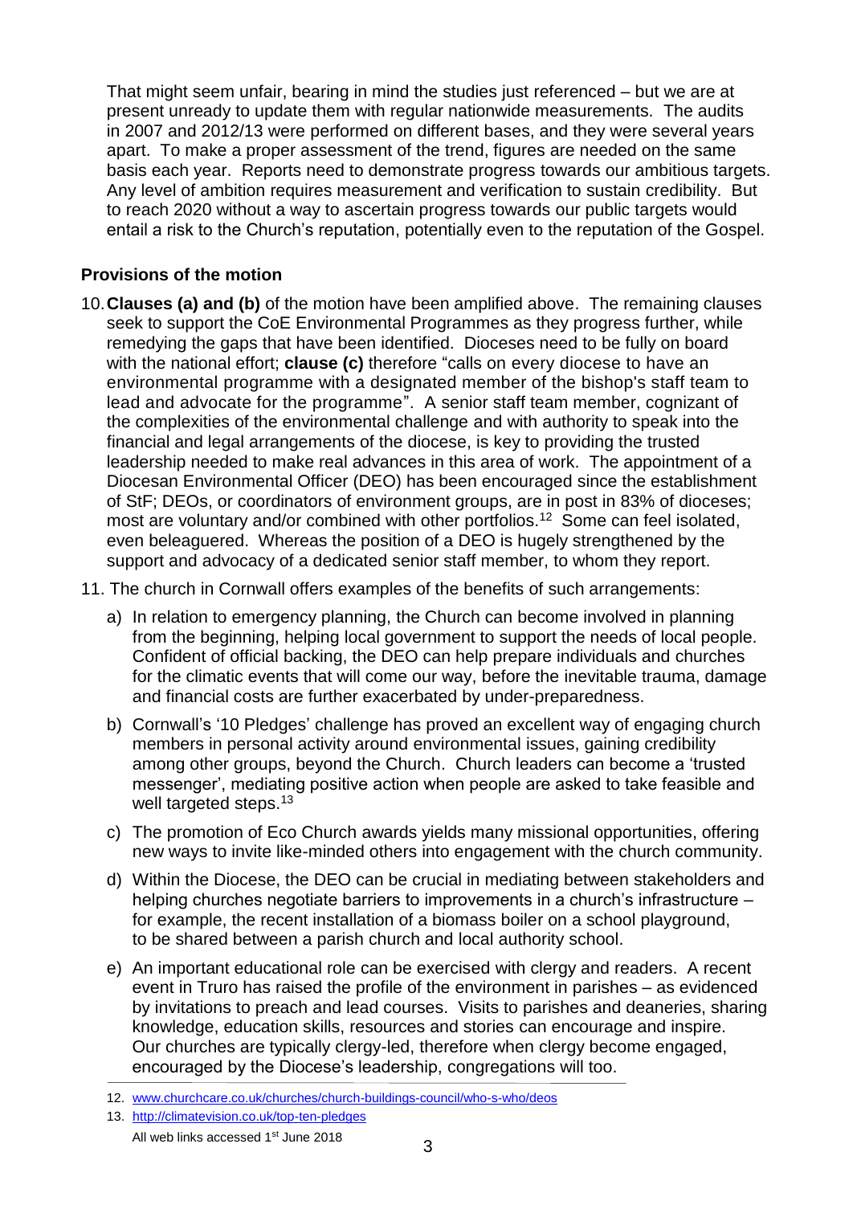That might seem unfair, bearing in mind the studies just referenced – but we are at present unready to update them with regular nationwide measurements. The audits in 2007 and 2012/13 were performed on different bases, and they were several years apart. To make a proper assessment of the trend, figures are needed on the same basis each year. Reports need to demonstrate progress towards our ambitious targets. Any level of ambition requires measurement and verification to sustain credibility. But to reach 2020 without a way to ascertain progress towards our public targets would entail a risk to the Church's reputation, potentially even to the reputation of the Gospel.

### Provisions of the motion

10. **Clauses (a) and (b)** of the motion have been amplified above. The remaining clauses seek to support the CoE Environmental Programmes as they progress further, while remedying the gaps that have been identified. Dioceses need to be fully on board with the national effort; **clause (c)** therefore "calls on every diocese to have an environmental programme with a designated member of the bishop's staff team to lead and advocate for the programme". A senior staff team member, cognizant of the complexities of the environmental challenge and with authority to speak into the financial and legal arrangements of the diocese, is key to providing the trusted leadership needed to make real advances in this area of work. The appointment of a Diocesan Environmental Officer (DEO) has been encouraged since the establishment of StF; DEOs, or coordinators of environment groups, are in post in 83% of dioceses; most are voluntary and/or combined with other portfolios.[12] Some can feel isolated, even beleaguered. Whereas the position of a DEO is hugely strengthened by the support and advocacy of a dedicated senior staff member, to whom they report.

11. The church in Cornwall offers examples of the benefits of such arrangements:

    a) In relation to emergency planning, the Church can become involved in planning from the beginning, helping local government to support the needs of local people. Confident of official backing, the DEO can help prepare individuals and churches for the climatic events that will come our way, before the inevitable trauma, damage and financial costs are further exacerbated by under-preparedness.

    b) Cornwall's '10 Pledges' challenge has proved an excellent way of engaging church members in personal activity around environmental issues, gaining credibility among other groups, beyond the Church. Church leaders can become a 'trusted messenger', mediating positive action when people are asked to take feasible and well targeted steps.[13]

    c) The promotion of Eco Church awards yields many missional opportunities, offering new ways to invite like-minded others into engagement with the church community.

    d) Within the Diocese, the DEO can be crucial in mediating between stakeholders and helping churches negotiate barriers to improvements in a church's infrastructure – for example, the recent installation of a biomass boiler on a school playground, to be shared between a parish church and local authority school.

    e) An important educational role can be exercised with clergy and readers. A recent event in Truro has raised the profile of the environment in parishes – as evidenced by invitations to preach and lead courses. Visits to parishes and deaneries, sharing knowledge, education skills, resources and stories can encourage and inspire. Our churches are typically clergy-led, therefore when clergy become engaged, encouraged by the Diocese's leadership, congregations will too.

---

12. www.churchcare.co.uk/churches/church-buildings-council/who-s-who/deos
13. http://climatevision.co.uk/top-ten-pledges

All web links accessed 1st June 2018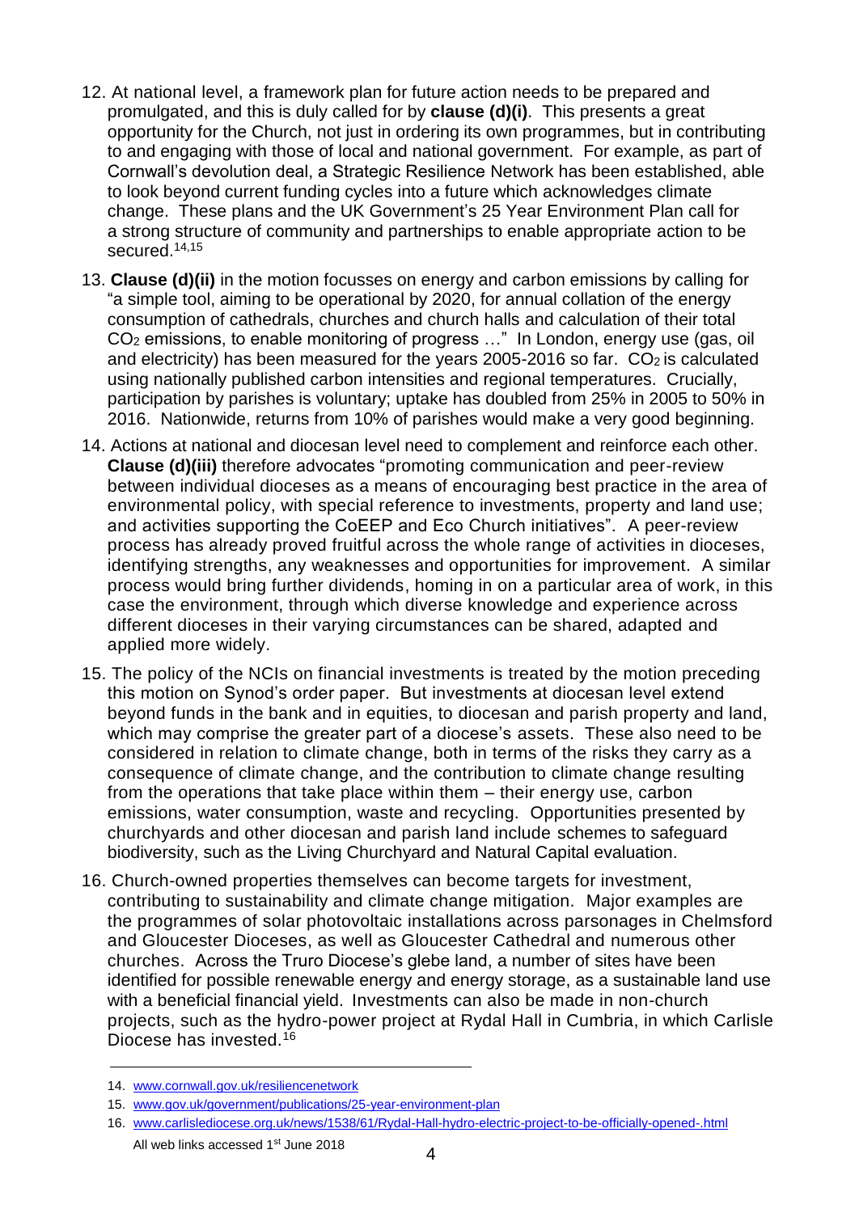12. At national level, a framework plan for future action needs to be prepared and promulgated, and this is duly called for by **clause (d)(i)**. This presents a great opportunity for the Church, not just in ordering its own programmes, but in contributing to and engaging with those of local and national government. For example, as part of Cornwall's devolution deal, a Strategic Resilience Network has been established, able to look beyond current funding cycles into a future which acknowledges climate change. These plans and the UK Government's 25 Year Environment Plan call for a strong structure of community and partnerships to enable appropriate action to be secured.[14,15]

13. **Clause (d)(ii)** in the motion focusses on energy and carbon emissions by calling for "a simple tool, aiming to be operational by 2020, for annual collation of the energy consumption of cathedrals, churches and church halls and calculation of their total $CO_2$ emissions, to enable monitoring of progress …" In London, energy use (gas, oil and electricity) has been measured for the years 2005-2016 so far. $CO_2$ is calculated using nationally published carbon intensities and regional temperatures. Crucially, participation by parishes is voluntary; uptake has doubled from 25% in 2005 to 50% in 2016. Nationwide, returns from 10% of parishes would make a very good beginning.

14. Actions at national and diocesan level need to complement and reinforce each other. **Clause (d)(iii)** therefore advocates "promoting communication and peer-review between individual dioceses as a means of encouraging best practice in the area of environmental policy, with special reference to investments, property and land use; and activities supporting the CoEEP and Eco Church initiatives". A peer-review process has already proved fruitful across the whole range of activities in dioceses, identifying strengths, any weaknesses and opportunities for improvement. A similar process would bring further dividends, homing in on a particular area of work, in this case the environment, through which diverse knowledge and experience across different dioceses in their varying circumstances can be shared, adapted and applied more widely.

15. The policy of the NCIs on financial investments is treated by the motion preceding this motion on Synod's order paper. But investments at diocesan level extend beyond funds in the bank and in equities, to diocesan and parish property and land, which may comprise the greater part of a diocese's assets. These also need to be considered in relation to climate change, both in terms of the risks they carry as a consequence of climate change, and the contribution to climate change resulting from the operations that take place within them – their energy use, carbon emissions, water consumption, waste and recycling. Opportunities presented by churchyards and other diocesan and parish land include schemes to safeguard biodiversity, such as the Living Churchyard and Natural Capital evaluation.

16. Church-owned properties themselves can become targets for investment, contributing to sustainability and climate change mitigation. Major examples are the programmes of solar photovoltaic installations across parsonages in Chelmsford and Gloucester Dioceses, as well as Gloucester Cathedral and numerous other churches. Across the Truro Diocese's glebe land, a number of sites have been identified for possible renewable energy and energy storage, as a sustainable land use with a beneficial financial yield. Investments can also be made in non-church projects, such as the hydro-power project at Rydal Hall in Cumbria, in which Carlisle Diocese has invested.[16]

---

14. www.cornwall.gov.uk/resiliencenetwork
15. www.gov.uk/government/publications/25-year-environment-plan
16. www.carlislediocese.org.uk/news/1538/61/Rydal-Hall-hydro-electric-project-to-be-officially-opened-.html

All web links accessed 1st June 2018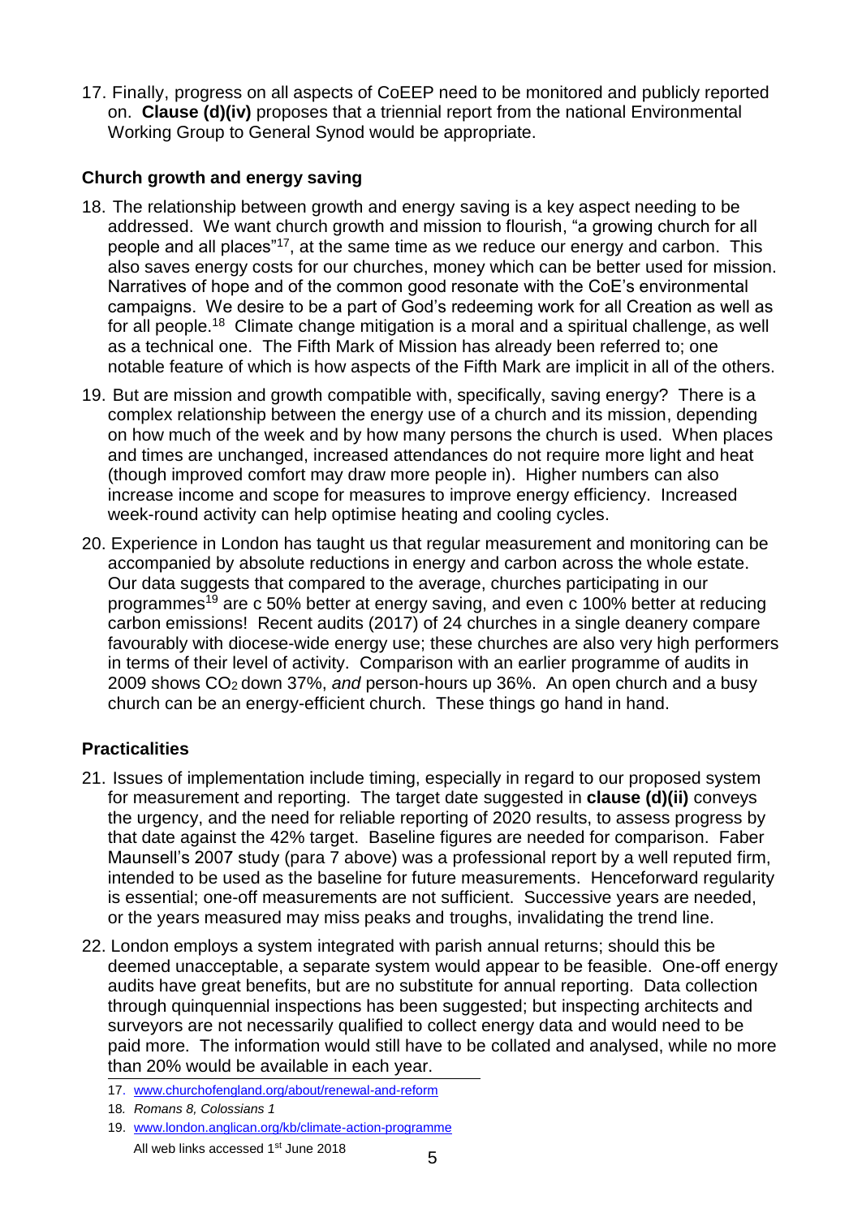17. Finally, progress on all aspects of CoEEP need to be monitored and publicly reported on. **Clause (d)(iv)** proposes that a triennial report from the national Environmental Working Group to General Synod would be appropriate.

### Church growth and energy saving

18. The relationship between growth and energy saving is a key aspect needing to be addressed. We want church growth and mission to flourish, "a growing church for all people and all places"[17], at the same time as we reduce our energy and carbon. This also saves energy costs for our churches, money which can be better used for mission. Narratives of hope and of the common good resonate with the CoE's environmental campaigns. We desire to be a part of God's redeeming work for all Creation as well as for all people.[18] Climate change mitigation is a moral and a spiritual challenge, as well as a technical one. The Fifth Mark of Mission has already been referred to; one notable feature of which is how aspects of the Fifth Mark are implicit in all of the others.

19. But are mission and growth compatible with, specifically, saving energy? There is a complex relationship between the energy use of a church and its mission, depending on how much of the week and by how many persons the church is used. When places and times are unchanged, increased attendances do not require more light and heat (though improved comfort may draw more people in). Higher numbers can also increase income and scope for measures to improve energy efficiency. Increased week-round activity can help optimise heating and cooling cycles.

20. Experience in London has taught us that regular measurement and monitoring can be accompanied by absolute reductions in energy and carbon across the whole estate. Our data suggests that compared to the average, churches participating in our programmes[19] are c 50% better at energy saving, and even c 100% better at reducing carbon emissions! Recent audits (2017) of 24 churches in a single deanery compare favourably with diocese-wide energy use; these churches are also very high performers in terms of their level of activity. Comparison with an earlier programme of audits in 2009 shows $CO_2$ down 37%, *and* person-hours up 36%. An open church and a busy church can be an energy-efficient church. These things go hand in hand.

### Practicalities

21. Issues of implementation include timing, especially in regard to our proposed system for measurement and reporting. The target date suggested in **clause (d)(ii)** conveys the urgency, and the need for reliable reporting of 2020 results, to assess progress by that date against the 42% target. Baseline figures are needed for comparison. Faber Maunsell's 2007 study (para 7 above) was a professional report by a well reputed firm, intended to be used as the baseline for future measurements. Henceforward regularity is essential; one-off measurements are not sufficient. Successive years are needed, or the years measured may miss peaks and troughs, invalidating the trend line.

22. London employs a system integrated with parish annual returns; should this be deemed unacceptable, a separate system would appear to be feasible. One-off energy audits have great benefits, but are no substitute for annual reporting. Data collection through quinquennial inspections has been suggested; but inspecting architects and surveyors are not necessarily qualified to collect energy data and would need to be paid more. The information would still have to be collated and analysed, while no more than 20% would be available in each year.

---

17. www.churchofengland.org/about/renewal-and-reform
18. *Romans 8, Colossians 1*
19. www.london.anglican.org/kb/climate-action-programme

All web links accessed 1st June 2018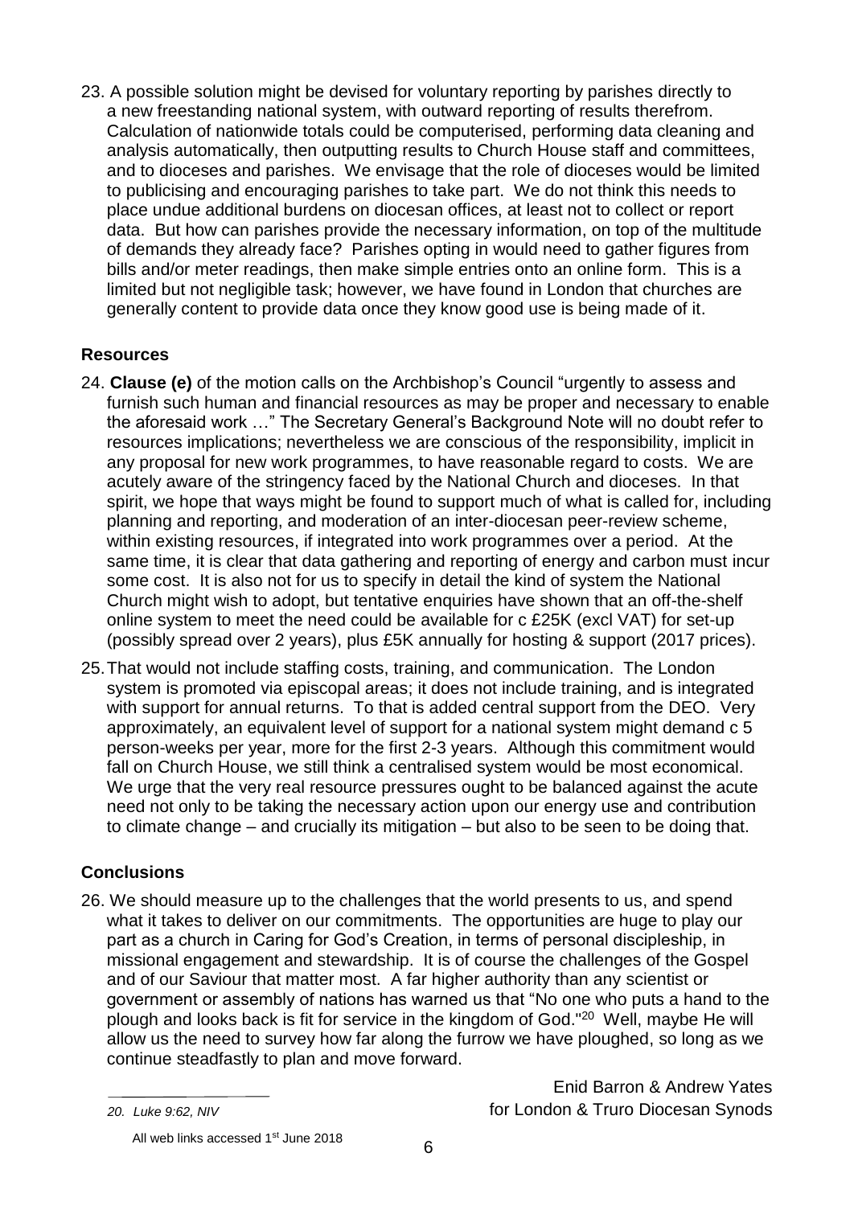23. A possible solution might be devised for voluntary reporting by parishes directly to a new freestanding national system, with outward reporting of results therefrom. Calculation of nationwide totals could be computerised, performing data cleaning and analysis automatically, then outputting results to Church House staff and committees, and to dioceses and parishes. We envisage that the role of dioceses would be limited to publicising and encouraging parishes to take part. We do not think this needs to place undue additional burdens on diocesan offices, at least not to collect or report data. But how can parishes provide the necessary information, on top of the multitude of demands they already face? Parishes opting in would need to gather figures from bills and/or meter readings, then make simple entries onto an online form. This is a limited but not negligible task; however, we have found in London that churches are generally content to provide data once they know good use is being made of it.

## Resources

24. **Clause (e)** of the motion calls on the Archbishop's Council "urgently to assess and furnish such human and financial resources as may be proper and necessary to enable the aforesaid work …" The Secretary General's Background Note will no doubt refer to resources implications; nevertheless we are conscious of the responsibility, implicit in any proposal for new work programmes, to have reasonable regard to costs. We are acutely aware of the stringency faced by the National Church and dioceses. In that spirit, we hope that ways might be found to support much of what is called for, including planning and reporting, and moderation of an inter-diocesan peer-review scheme, within existing resources, if integrated into work programmes over a period. At the same time, it is clear that data gathering and reporting of energy and carbon must incur some cost. It is also not for us to specify in detail the kind of system the National Church might wish to adopt, but tentative enquiries have shown that an off-the-shelf online system to meet the need could be available for c £25K (excl VAT) for set-up (possibly spread over 2 years), plus £5K annually for hosting & support (2017 prices).

25. That would not include staffing costs, training, and communication. The London system is promoted via episcopal areas; it does not include training, and is integrated with support for annual returns. To that is added central support from the DEO. Very approximately, an equivalent level of support for a national system might demand c 5 person-weeks per year, more for the first 2-3 years. Although this commitment would fall on Church House, we still think a centralised system would be most economical. We urge that the very real resource pressures ought to be balanced against the acute need not only to be taking the necessary action upon our energy use and contribution to climate change – and crucially its mitigation – but also to be seen to be doing that.

## Conclusions

26. We should measure up to the challenges that the world presents to us, and spend what it takes to deliver on our commitments. The opportunities are huge to play our part as a church in Caring for God's Creation, in terms of personal discipleship, in missional engagement and stewardship. It is of course the challenges of the Gospel and of our Saviour that matter most. A far higher authority than any scientist or government or assembly of nations has warned us that "No one who puts a hand to the plough and looks back is fit for service in the kingdom of God."[20] Well, maybe He will allow us the need to survey how far along the furrow we have ploughed, so long as we continue steadfastly to plan and move forward.

Enid Barron & Andrew Yates
for London & Truro Diocesan Synods

*20. Luke 9:62, NIV*

All web links accessed 1st June 2018